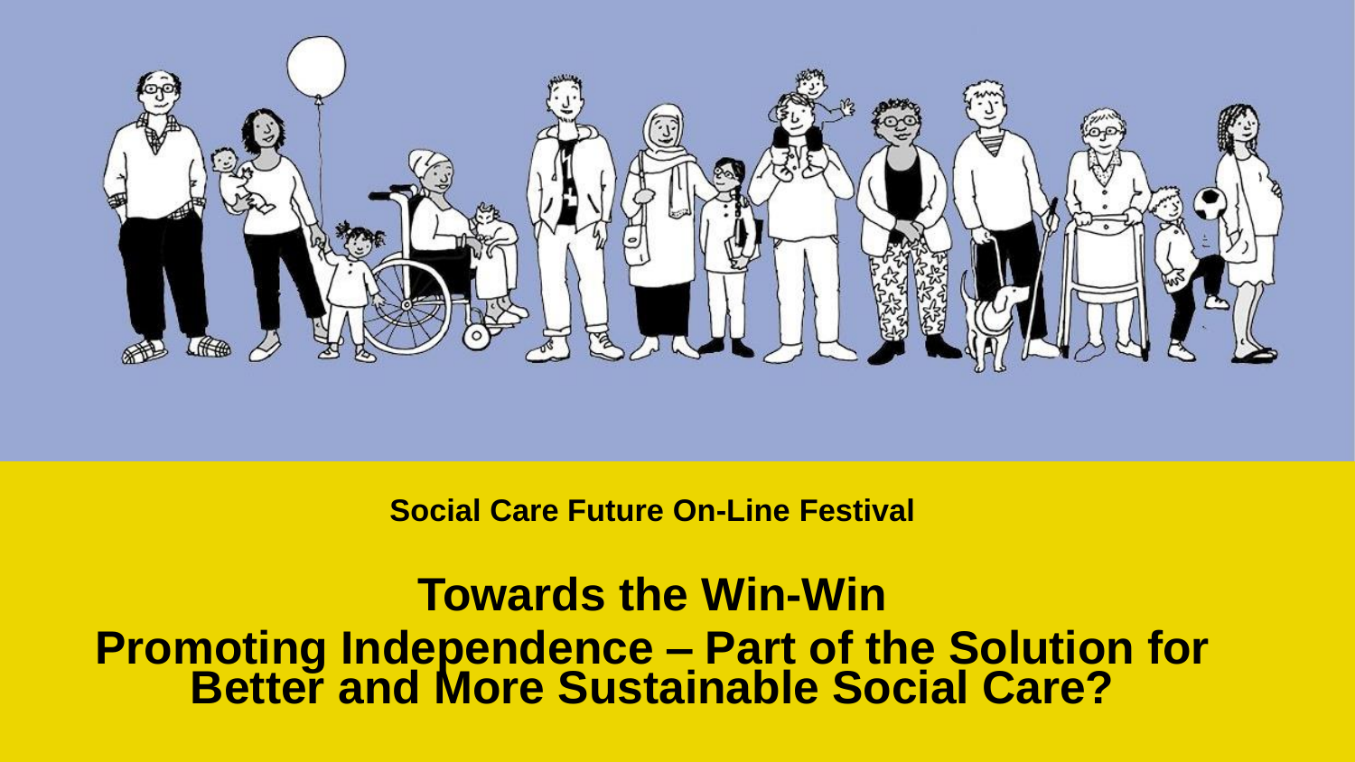**Social Care Future On-Line Festival**

# Towards the Win-Win

## Promoting Independence – Part of the Solution for Better and More Sustainable Social Care?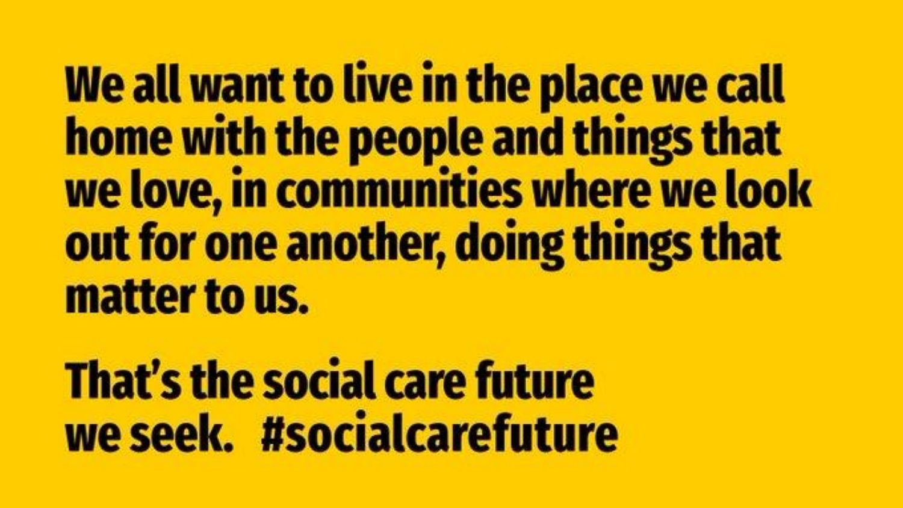**We all want to live in the place we call home with the people and things that we love, in communities where we look out for one another, doing things that matter to us.**

**That's the social care future we seek. #socialcarefuture**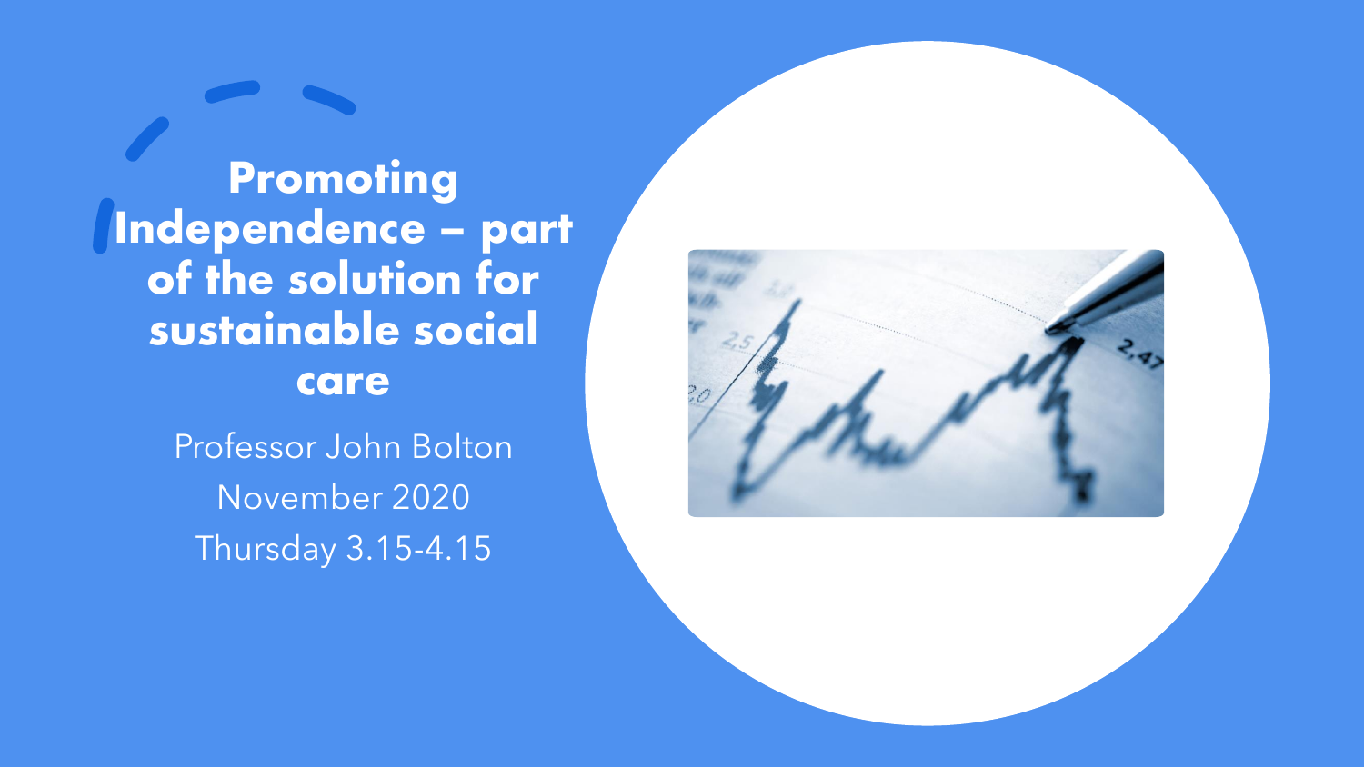# Promoting Independence – part of the solution for sustainable social care

Professor John Bolton

November 2020

Thursday 3.15-4.15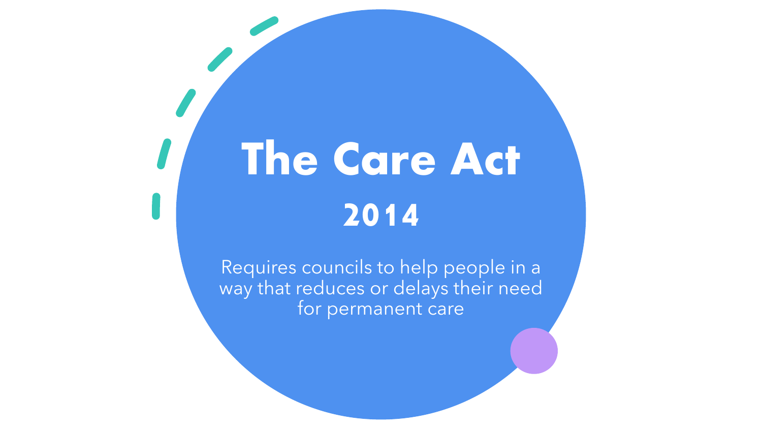# The Care Act

## 2014

Requires councils to help people in a way that reduces or delays their need for permanent care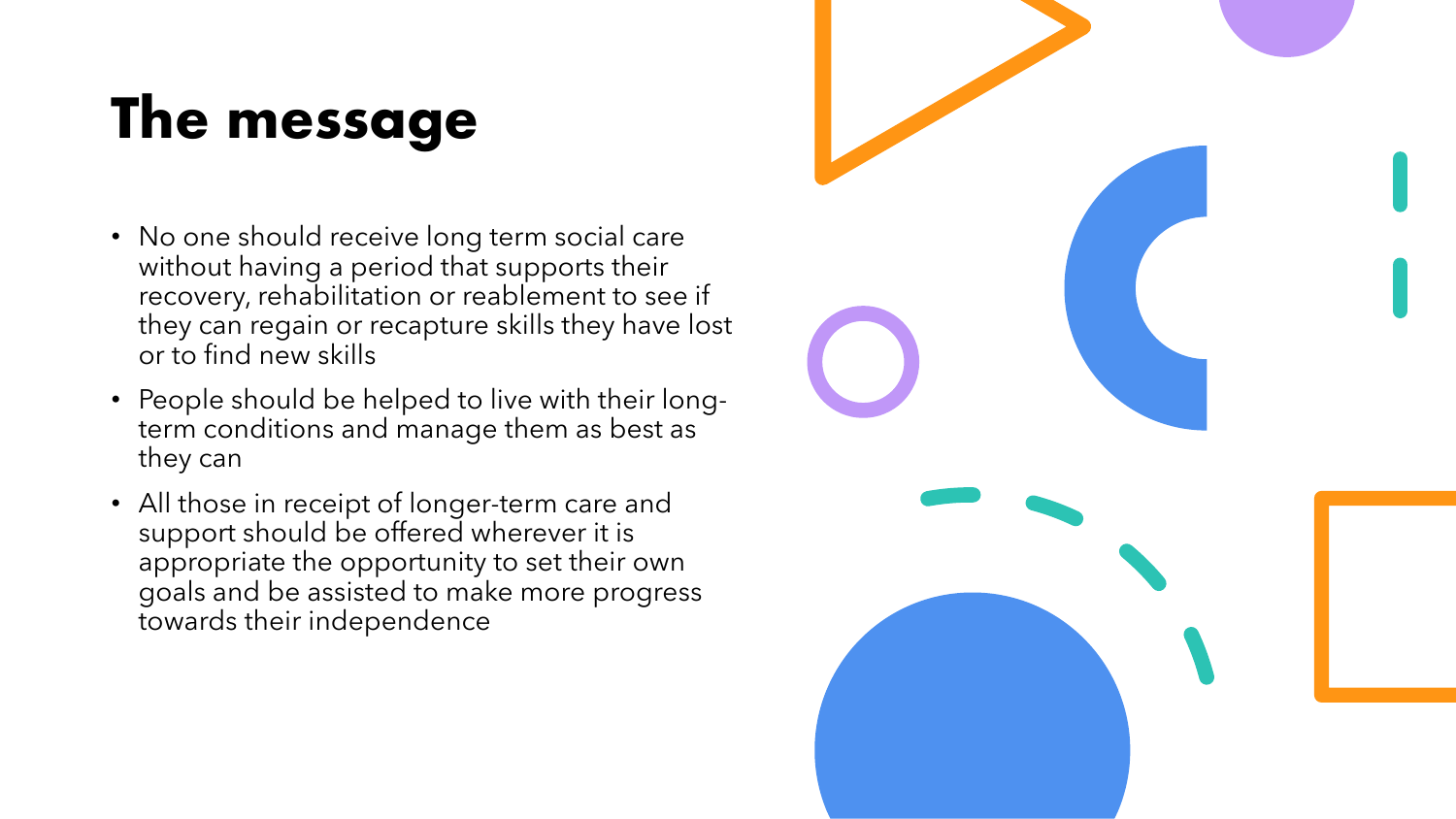# The message

- No one should receive long term social care without having a period that supports their recovery, rehabilitation or reablement to see if they can regain or recapture skills they have lost or to find new skills
- People should be helped to live with their long-term conditions and manage them as best as they can
- All those in receipt of longer-term care and support should be offered wherever it is appropriate the opportunity to set their own goals and be assisted to make more progress towards their independence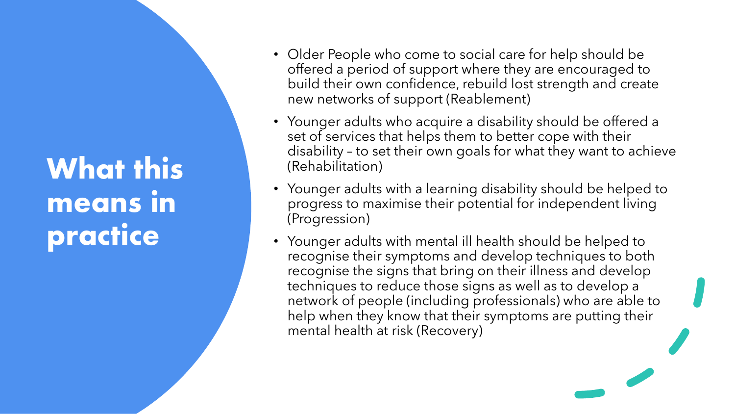# What this means in practice

- Older People who come to social care for help should be offered a period of support where they are encouraged to build their own confidence, rebuild lost strength and create new networks of support (Reablement)
- Younger adults who acquire a disability should be offered a set of services that helps them to better cope with their disability – to set their own goals for what they want to achieve (Rehabilitation)
- Younger adults with a learning disability should be helped to progress to maximise their potential for independent living (Progression)
- Younger adults with mental ill health should be helped to recognise their symptoms and develop techniques to both recognise the signs that bring on their illness and develop techniques to reduce those signs as well as to develop a network of people (including professionals) who are able to help when they know that their symptoms are putting their mental health at risk (Recovery)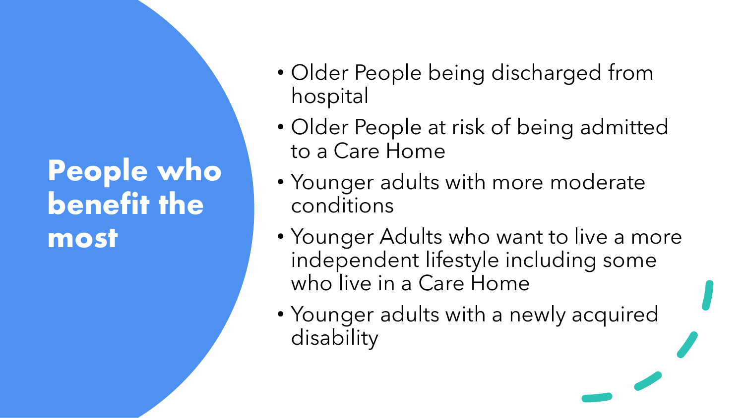# People who benefit the most

- Older People being discharged from hospital
- Older People at risk of being admitted to a Care Home
- Younger adults with more moderate conditions
- Younger Adults who want to live a more independent lifestyle including some who live in a Care Home
- Younger adults with a newly acquired disability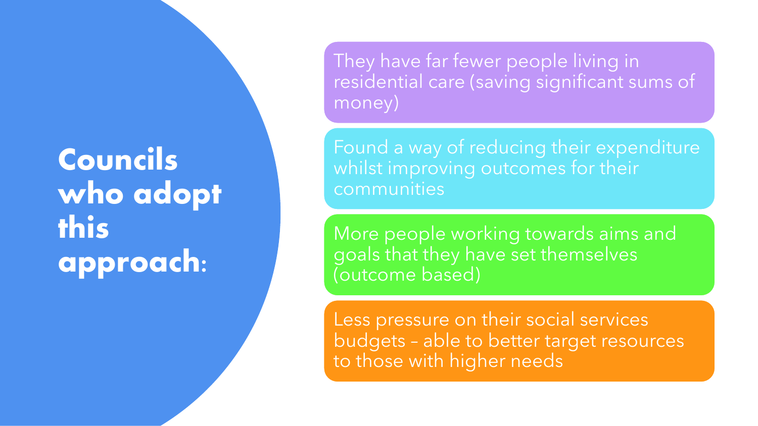# Councils who adopt this approach:

- They have far fewer people living in residential care (saving significant sums of money)
- Found a way of reducing their expenditure whilst improving outcomes for their communities
- More people working towards aims and goals that they have set themselves (outcome based)
- Less pressure on their social services budgets – able to better target resources to those with higher needs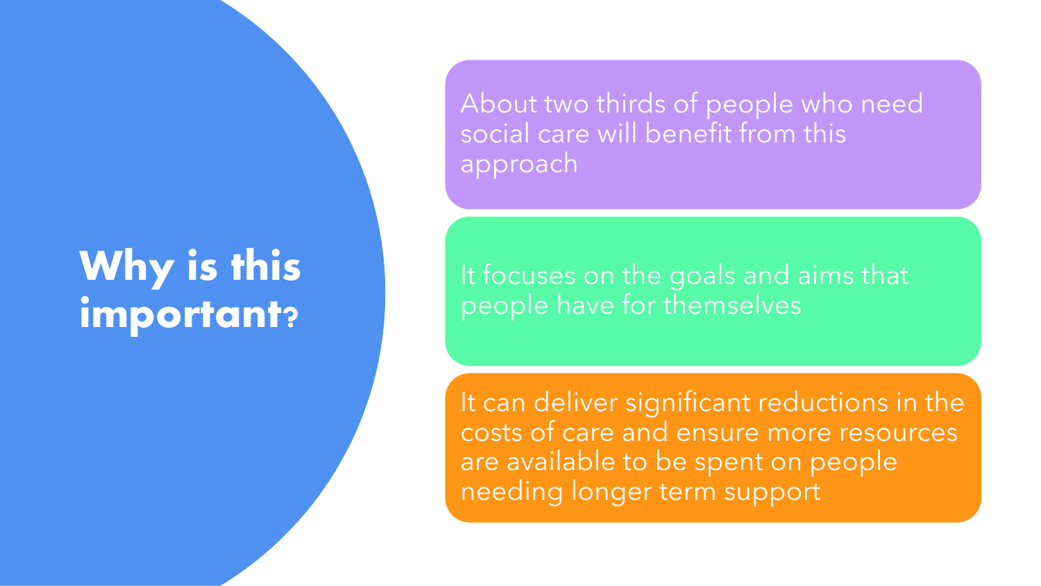# Why is this important?

About two thirds of people who need social care will benefit from this approach

It focuses on the goals and aims that people have for themselves

It can deliver significant reductions in the costs of care and ensure more resources are available to be spent on people needing longer term support